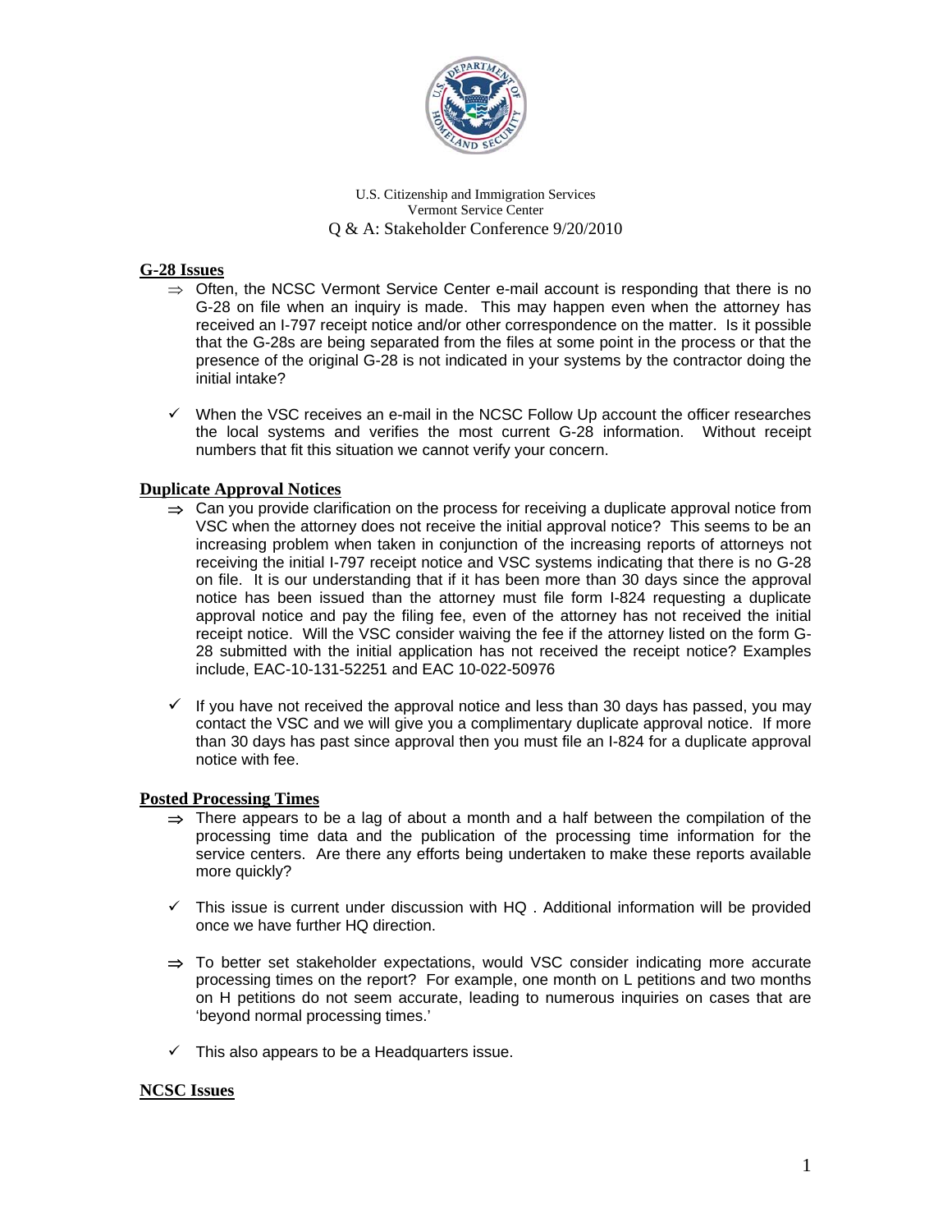U.S. Citizenship and Immigration Services
Vermont Service Center
Q & A: Stakeholder Conference 9/20/2010

## G-28 Issues

⇒ Often, the NCSC Vermont Service Center e-mail account is responding that there is no G-28 on file when an inquiry is made. This may happen even when the attorney has received an I-797 receipt notice and/or other correspondence on the matter. Is it possible that the G-28s are being separated from the files at some point in the process or that the presence of the original G-28 is not indicated in your systems by the contractor doing the initial intake?

✓ When the VSC receives an e-mail in the NCSC Follow Up account the officer researches the local systems and verifies the most current G-28 information. Without receipt numbers that fit this situation we cannot verify your concern.

## Duplicate Approval Notices

⇒ Can you provide clarification on the process for receiving a duplicate approval notice from VSC when the attorney does not receive the initial approval notice? This seems to be an increasing problem when taken in conjunction of the increasing reports of attorneys not receiving the initial I-797 receipt notice and VSC systems indicating that there is no G-28 on file. It is our understanding that if it has been more than 30 days since the approval notice has been issued than the attorney must file form I-824 requesting a duplicate approval notice and pay the filing fee, even of the attorney has not received the initial receipt notice. Will the VSC consider waiving the fee if the attorney listed on the form G-28 submitted with the initial application has not received the receipt notice? Examples include, EAC-10-131-52251 and EAC 10-022-50976

✓ If you have not received the approval notice and less than 30 days has passed, you may contact the VSC and we will give you a complimentary duplicate approval notice. If more than 30 days has past since approval then you must file an I-824 for a duplicate approval notice with fee.

## Posted Processing Times

⇒ There appears to be a lag of about a month and a half between the compilation of the processing time data and the publication of the processing time information for the service centers. Are there any efforts being undertaken to make these reports available more quickly?

✓ This issue is current under discussion with HQ . Additional information will be provided once we have further HQ direction.

⇒ To better set stakeholder expectations, would VSC consider indicating more accurate processing times on the report? For example, one month on L petitions and two months on H petitions do not seem accurate, leading to numerous inquiries on cases that are 'beyond normal processing times.'

✓ This also appears to be a Headquarters issue.

## NCSC Issues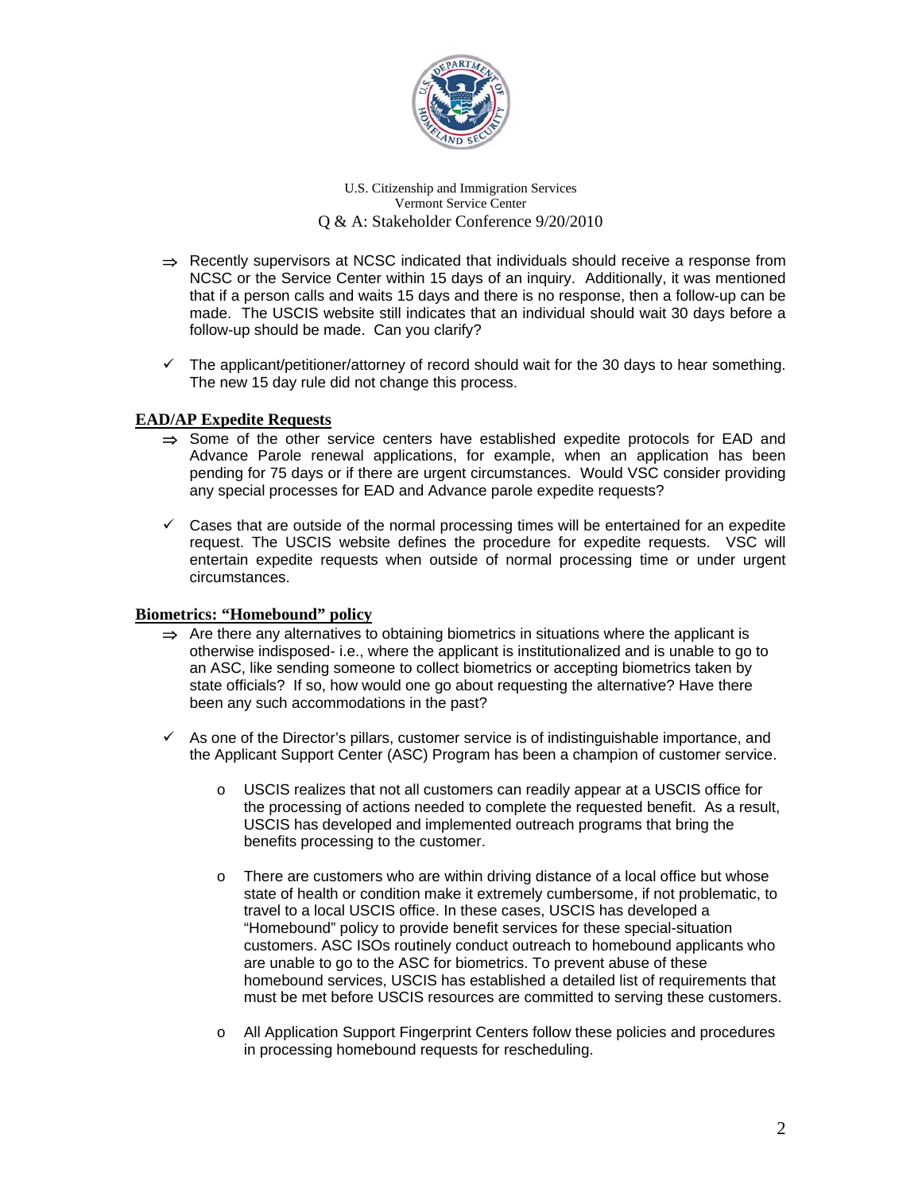U.S. Citizenship and Immigration Services
Vermont Service Center
Q & A: Stakeholder Conference 9/20/2010

⇒ Recently supervisors at NCSC indicated that individuals should receive a response from NCSC or the Service Center within 15 days of an inquiry. Additionally, it was mentioned that if a person calls and waits 15 days and there is no response, then a follow-up can be made. The USCIS website still indicates that an individual should wait 30 days before a follow-up should be made. Can you clarify?

✓ The applicant/petitioner/attorney of record should wait for the 30 days to hear something. The new 15 day rule did not change this process.

**EAD/AP Expedite Requests**

⇒ Some of the other service centers have established expedite protocols for EAD and Advance Parole renewal applications, for example, when an application has been pending for 75 days or if there are urgent circumstances. Would VSC consider providing any special processes for EAD and Advance parole expedite requests?

✓ Cases that are outside of the normal processing times will be entertained for an expedite request. The USCIS website defines the procedure for expedite requests. VSC will entertain expedite requests when outside of normal processing time or under urgent circumstances.

**Biometrics: "Homebound" policy**

⇒ Are there any alternatives to obtaining biometrics in situations where the applicant is otherwise indisposed- i.e., where the applicant is institutionalized and is unable to go to an ASC, like sending someone to collect biometrics or accepting biometrics taken by state officials? If so, how would one go about requesting the alternative? Have there been any such accommodations in the past?

✓ As one of the Director's pillars, customer service is of indistinguishable importance, and the Applicant Support Center (ASC) Program has been a champion of customer service.

- USCIS realizes that not all customers can readily appear at a USCIS office for the processing of actions needed to complete the requested benefit. As a result, USCIS has developed and implemented outreach programs that bring the benefits processing to the customer.

- There are customers who are within driving distance of a local office but whose state of health or condition make it extremely cumbersome, if not problematic, to travel to a local USCIS office. In these cases, USCIS has developed a "Homebound" policy to provide benefit services for these special-situation customers. ASC ISOs routinely conduct outreach to homebound applicants who are unable to go to the ASC for biometrics. To prevent abuse of these homebound services, USCIS has established a detailed list of requirements that must be met before USCIS resources are committed to serving these customers.

- All Application Support Fingerprint Centers follow these policies and procedures in processing homebound requests for rescheduling.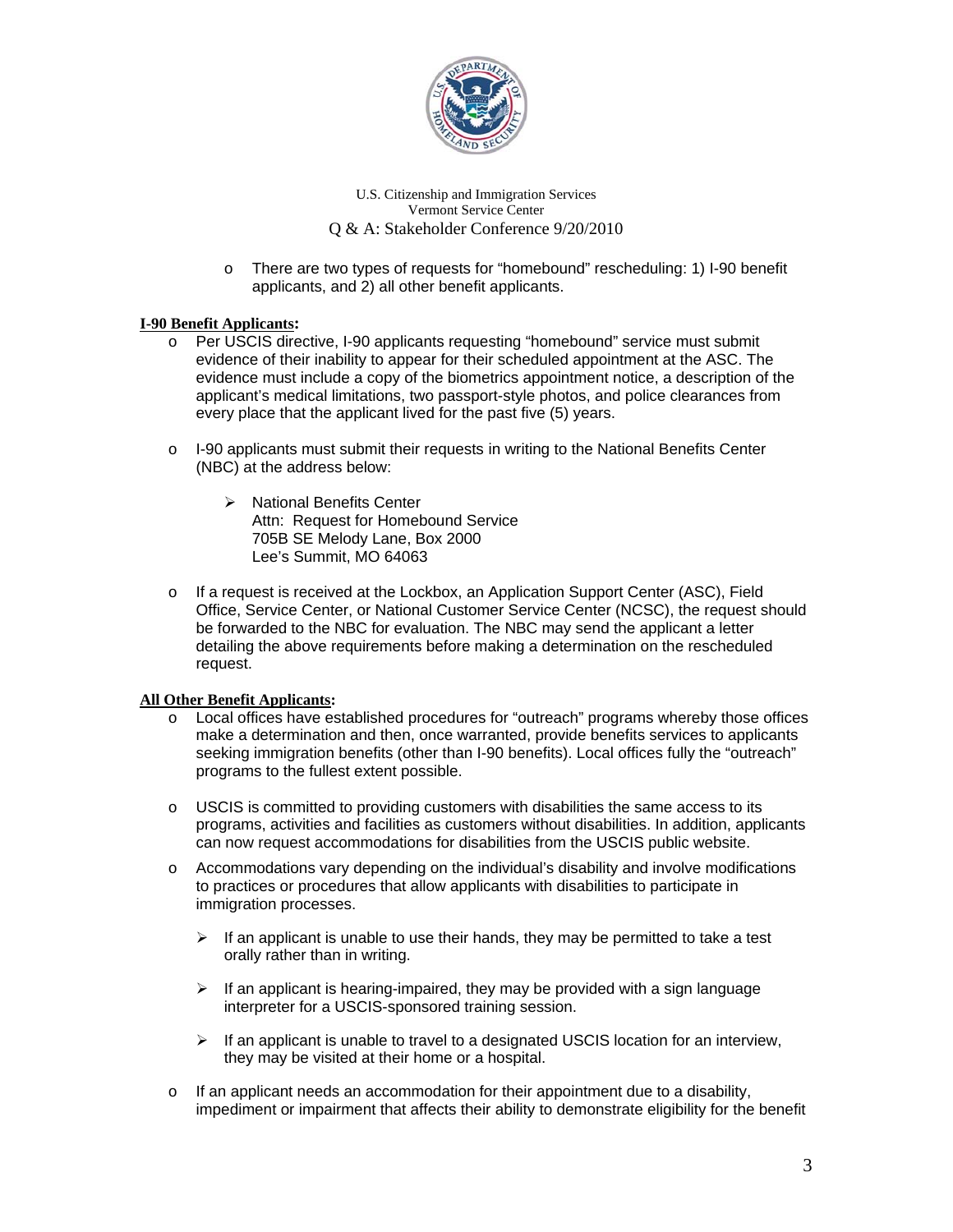- There are two types of requests for "homebound" rescheduling: 1) I-90 benefit applicants, and 2) all other benefit applicants.

**I-90 Benefit Applicants:**

- Per USCIS directive, I-90 applicants requesting "homebound" service must submit evidence of their inability to appear for their scheduled appointment at the ASC. The evidence must include a copy of the biometrics appointment notice, a description of the applicant's medical limitations, two passport-style photos, and police clearances from every place that the applicant lived for the past five (5) years.

- I-90 applicants must submit their requests in writing to the National Benefits Center (NBC) at the address below:

  - National Benefits Center
    Attn: Request for Homebound Service
    705B SE Melody Lane, Box 2000
    Lee's Summit, MO 64063

- If a request is received at the Lockbox, an Application Support Center (ASC), Field Office, Service Center, or National Customer Service Center (NCSC), the request should be forwarded to the NBC for evaluation. The NBC may send the applicant a letter detailing the above requirements before making a determination on the rescheduled request.

**All Other Benefit Applicants:**

- Local offices have established procedures for "outreach" programs whereby those offices make a determination and then, once warranted, provide benefits services to applicants seeking immigration benefits (other than I-90 benefits). Local offices fully the "outreach" programs to the fullest extent possible.

- USCIS is committed to providing customers with disabilities the same access to its programs, activities and facilities as customers without disabilities. In addition, applicants can now request accommodations for disabilities from the USCIS public website.

- Accommodations vary depending on the individual's disability and involve modifications to practices or procedures that allow applicants with disabilities to participate in immigration processes.

  - If an applicant is unable to use their hands, they may be permitted to take a test orally rather than in writing.

  - If an applicant is hearing-impaired, they may be provided with a sign language interpreter for a USCIS-sponsored training session.

  - If an applicant is unable to travel to a designated USCIS location for an interview, they may be visited at their home or a hospital.

- If an applicant needs an accommodation for their appointment due to a disability, impediment or impairment that affects their ability to demonstrate eligibility for the benefit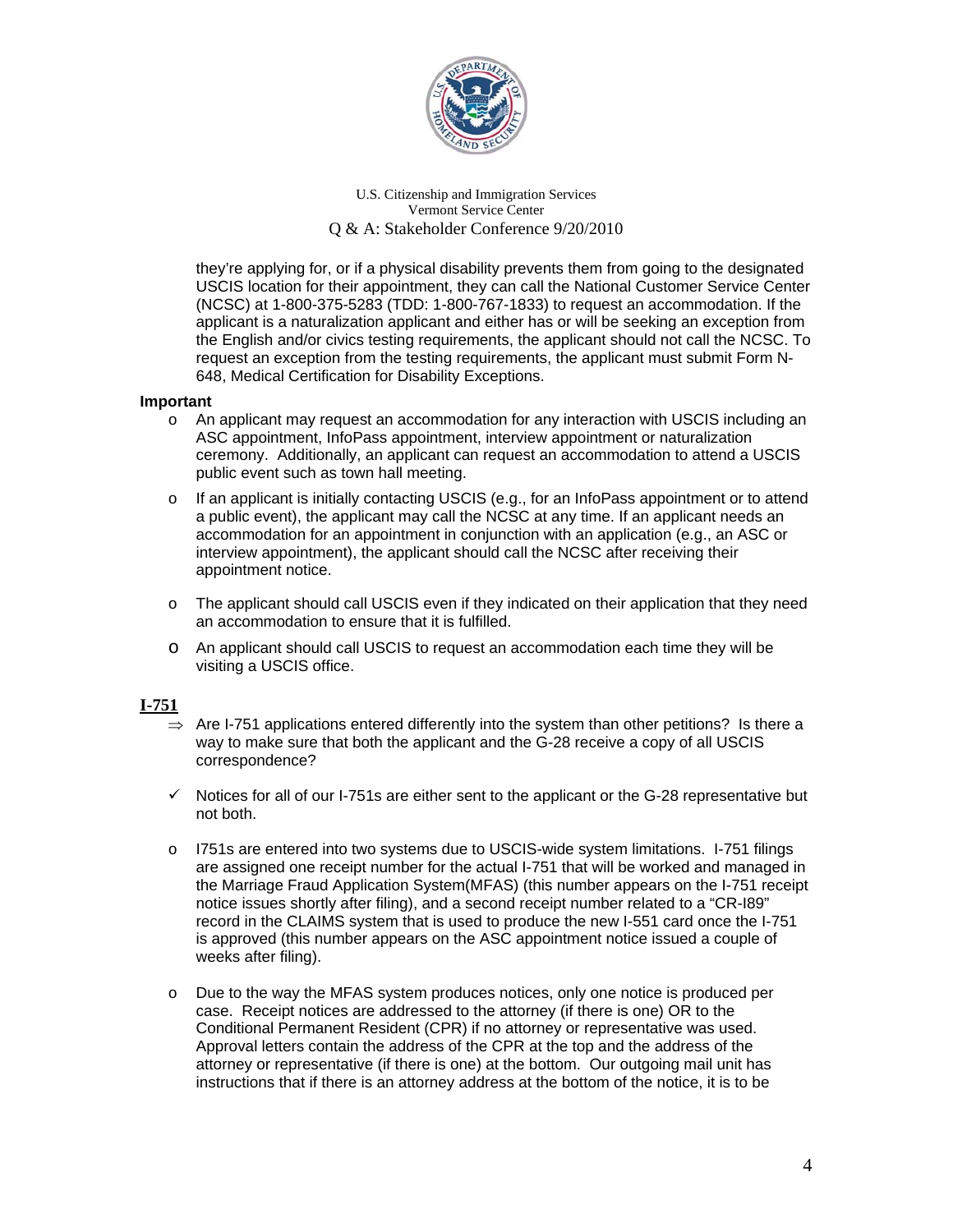they're applying for, or if a physical disability prevents them from going to the designated USCIS location for their appointment, they can call the National Customer Service Center (NCSC) at 1-800-375-5283 (TDD: 1-800-767-1833) to request an accommodation. If the applicant is a naturalization applicant and either has or will be seeking an exception from the English and/or civics testing requirements, the applicant should not call the NCSC. To request an exception from the testing requirements, the applicant must submit Form N-648, Medical Certification for Disability Exceptions.

**Important**

- An applicant may request an accommodation for any interaction with USCIS including an ASC appointment, InfoPass appointment, interview appointment or naturalization ceremony. Additionally, an applicant can request an accommodation to attend a USCIS public event such as town hall meeting.
- If an applicant is initially contacting USCIS (e.g., for an InfoPass appointment or to attend a public event), the applicant may call the NCSC at any time. If an applicant needs an accommodation for an appointment in conjunction with an application (e.g., an ASC or interview appointment), the applicant should call the NCSC after receiving their appointment notice.
- The applicant should call USCIS even if they indicated on their application that they need an accommodation to ensure that it is fulfilled.
- An applicant should call USCIS to request an accommodation each time they will be visiting a USCIS office.

## I-751

⇒ Are I-751 applications entered differently into the system than other petitions? Is there a way to make sure that both the applicant and the G-28 receive a copy of all USCIS correspondence?

✓ Notices for all of our I-751s are either sent to the applicant or the G-28 representative but not both.

- I751s are entered into two systems due to USCIS-wide system limitations. I-751 filings are assigned one receipt number for the actual I-751 that will be worked and managed in the Marriage Fraud Application System(MFAS) (this number appears on the I-751 receipt notice issues shortly after filing), and a second receipt number related to a "CR-I89" record in the CLAIMS system that is used to produce the new I-551 card once the I-751 is approved (this number appears on the ASC appointment notice issued a couple of weeks after filing).
- Due to the way the MFAS system produces notices, only one notice is produced per case. Receipt notices are addressed to the attorney (if there is one) OR to the Conditional Permanent Resident (CPR) if no attorney or representative was used. Approval letters contain the address of the CPR at the top and the address of the attorney or representative (if there is one) at the bottom. Our outgoing mail unit has instructions that if there is an attorney address at the bottom of the notice, it is to be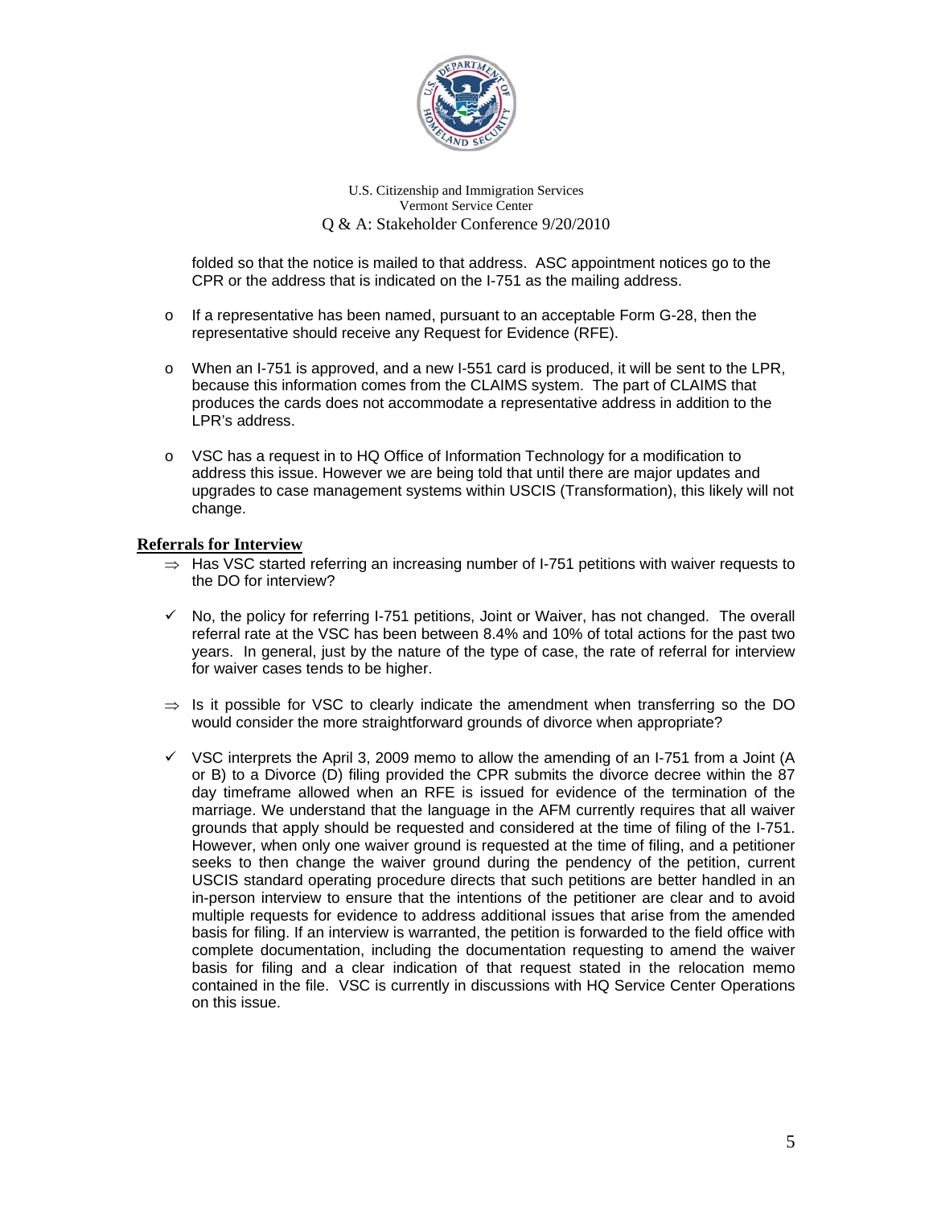folded so that the notice is mailed to that address. ASC appointment notices go to the CPR or the address that is indicated on the I-751 as the mailing address.

- If a representative has been named, pursuant to an acceptable Form G-28, then the representative should receive any Request for Evidence (RFE).
- When an I-751 is approved, and a new I-551 card is produced, it will be sent to the LPR, because this information comes from the CLAIMS system. The part of CLAIMS that produces the cards does not accommodate a representative address in addition to the LPR's address.
- VSC has a request in to HQ Office of Information Technology for a modification to address this issue. However we are being told that until there are major updates and upgrades to case management systems within USCIS (Transformation), this likely will not change.

**Referrals for Interview**

⇒ Has VSC started referring an increasing number of I-751 petitions with waiver requests to the DO for interview?

✓ No, the policy for referring I-751 petitions, Joint or Waiver, has not changed. The overall referral rate at the VSC has been between 8.4% and 10% of total actions for the past two years. In general, just by the nature of the type of case, the rate of referral for interview for waiver cases tends to be higher.

⇒ Is it possible for VSC to clearly indicate the amendment when transferring so the DO would consider the more straightforward grounds of divorce when appropriate?

✓ VSC interprets the April 3, 2009 memo to allow the amending of an I-751 from a Joint (A or B) to a Divorce (D) filing provided the CPR submits the divorce decree within the 87 day timeframe allowed when an RFE is issued for evidence of the termination of the marriage. We understand that the language in the AFM currently requires that all waiver grounds that apply should be requested and considered at the time of filing of the I-751. However, when only one waiver ground is requested at the time of filing, and a petitioner seeks to then change the waiver ground during the pendency of the petition, current USCIS standard operating procedure directs that such petitions are better handled in an in-person interview to ensure that the intentions of the petitioner are clear and to avoid multiple requests for evidence to address additional issues that arise from the amended basis for filing. If an interview is warranted, the petition is forwarded to the field office with complete documentation, including the documentation requesting to amend the waiver basis for filing and a clear indication of that request stated in the relocation memo contained in the file. VSC is currently in discussions with HQ Service Center Operations on this issue.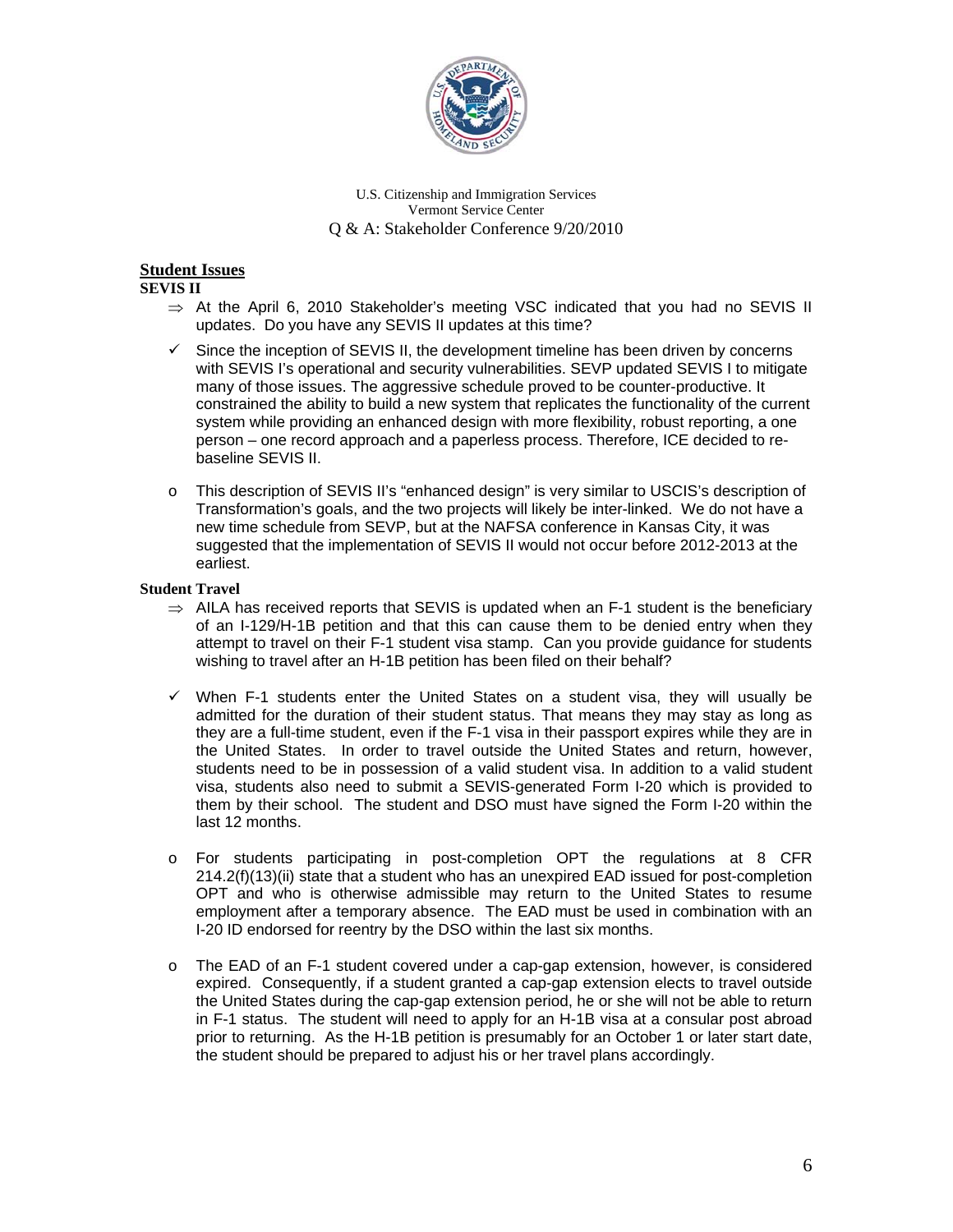U.S. Citizenship and Immigration Services
Vermont Service Center
Q & A: Stakeholder Conference 9/20/2010

## Student Issues

### SEVIS II

⇒ At the April 6, 2010 Stakeholder's meeting VSC indicated that you had no SEVIS II updates. Do you have any SEVIS II updates at this time?

✓ Since the inception of SEVIS II, the development timeline has been driven by concerns with SEVIS I's operational and security vulnerabilities. SEVP updated SEVIS I to mitigate many of those issues. The aggressive schedule proved to be counter-productive. It constrained the ability to build a new system that replicates the functionality of the current system while providing an enhanced design with more flexibility, robust reporting, a one person – one record approach and a paperless process. Therefore, ICE decided to re-baseline SEVIS II.

- This description of SEVIS II's "enhanced design" is very similar to USCIS's description of Transformation's goals, and the two projects will likely be inter-linked. We do not have a new time schedule from SEVP, but at the NAFSA conference in Kansas City, it was suggested that the implementation of SEVIS II would not occur before 2012-2013 at the earliest.

### Student Travel

⇒ AILA has received reports that SEVIS is updated when an F-1 student is the beneficiary of an I-129/H-1B petition and that this can cause them to be denied entry when they attempt to travel on their F-1 student visa stamp. Can you provide guidance for students wishing to travel after an H-1B petition has been filed on their behalf?

✓ When F-1 students enter the United States on a student visa, they will usually be admitted for the duration of their student status. That means they may stay as long as they are a full-time student, even if the F-1 visa in their passport expires while they are in the United States. In order to travel outside the United States and return, however, students need to be in possession of a valid student visa. In addition to a valid student visa, students also need to submit a SEVIS-generated Form I-20 which is provided to them by their school. The student and DSO must have signed the Form I-20 within the last 12 months.

- For students participating in post-completion OPT the regulations at 8 CFR 214.2(f)(13)(ii) state that a student who has an unexpired EAD issued for post-completion OPT and who is otherwise admissible may return to the United States to resume employment after a temporary absence. The EAD must be used in combination with an I-20 ID endorsed for reentry by the DSO within the last six months.

- The EAD of an F-1 student covered under a cap-gap extension, however, is considered expired. Consequently, if a student granted a cap-gap extension elects to travel outside the United States during the cap-gap extension period, he or she will not be able to return in F-1 status. The student will need to apply for an H-1B visa at a consular post abroad prior to returning. As the H-1B petition is presumably for an October 1 or later start date, the student should be prepared to adjust his or her travel plans accordingly.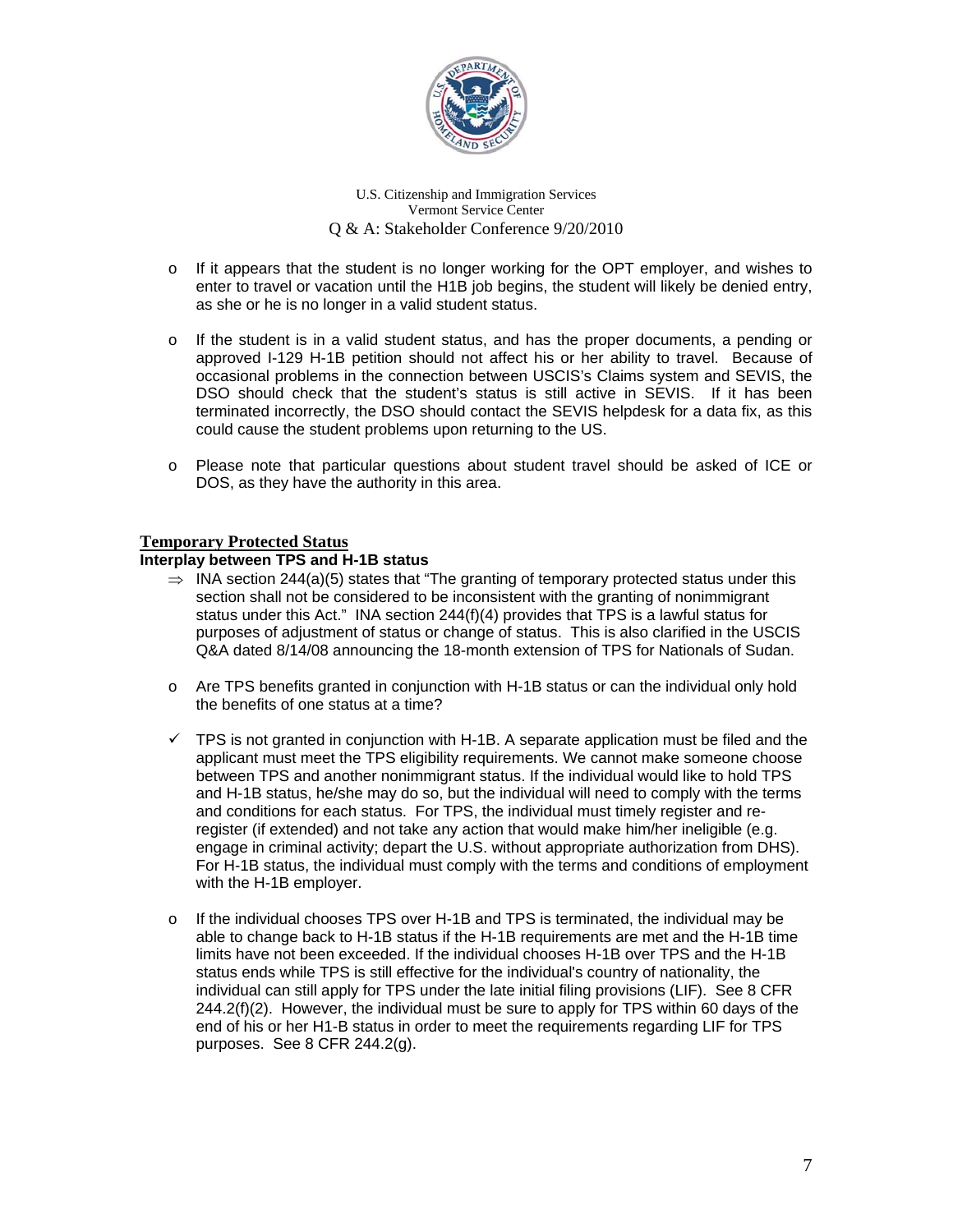- If it appears that the student is no longer working for the OPT employer, and wishes to enter to travel or vacation until the H1B job begins, the student will likely be denied entry, as she or he is no longer in a valid student status.

- If the student is in a valid student status, and has the proper documents, a pending or approved I-129 H-1B petition should not affect his or her ability to travel. Because of occasional problems in the connection between USCIS's Claims system and SEVIS, the DSO should check that the student's status is still active in SEVIS. If it has been terminated incorrectly, the DSO should contact the SEVIS helpdesk for a data fix, as this could cause the student problems upon returning to the US.

- Please note that particular questions about student travel should be asked of ICE or DOS, as they have the authority in this area.

## Temporary Protected Status

### Interplay between TPS and H-1B status

⇒ INA section 244(a)(5) states that "The granting of temporary protected status under this section shall not be considered to be inconsistent with the granting of nonimmigrant status under this Act." INA section 244(f)(4) provides that TPS is a lawful status for purposes of adjustment of status or change of status. This is also clarified in the USCIS Q&A dated 8/14/08 announcing the 18-month extension of TPS for Nationals of Sudan.

- Are TPS benefits granted in conjunction with H-1B status or can the individual only hold the benefits of one status at a time?

✓ TPS is not granted in conjunction with H-1B. A separate application must be filed and the applicant must meet the TPS eligibility requirements. We cannot make someone choose between TPS and another nonimmigrant status. If the individual would like to hold TPS and H-1B status, he/she may do so, but the individual will need to comply with the terms and conditions for each status. For TPS, the individual must timely register and re-register (if extended) and not take any action that would make him/her ineligible (e.g. engage in criminal activity; depart the U.S. without appropriate authorization from DHS). For H-1B status, the individual must comply with the terms and conditions of employment with the H-1B employer.

- If the individual chooses TPS over H-1B and TPS is terminated, the individual may be able to change back to H-1B status if the H-1B requirements are met and the H-1B time limits have not been exceeded. If the individual chooses H-1B over TPS and the H-1B status ends while TPS is still effective for the individual's country of nationality, the individual can still apply for TPS under the late initial filing provisions (LIF). See 8 CFR 244.2(f)(2). However, the individual must be sure to apply for TPS within 60 days of the end of his or her H1-B status in order to meet the requirements regarding LIF for TPS purposes. See 8 CFR 244.2(g).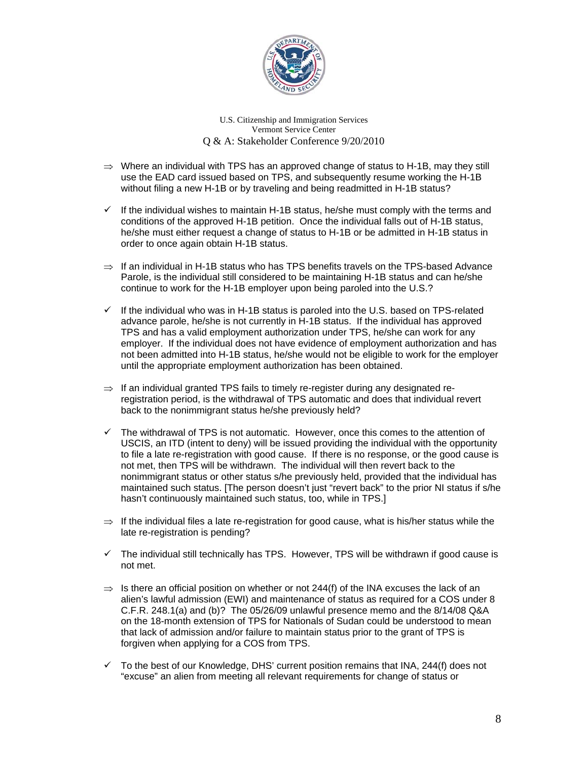U.S. Citizenship and Immigration Services
Vermont Service Center
Q & A: Stakeholder Conference 9/20/2010

⇒ Where an individual with TPS has an approved change of status to H-1B, may they still use the EAD card issued based on TPS, and subsequently resume working the H-1B without filing a new H-1B or by traveling and being readmitted in H-1B status?

✓ If the individual wishes to maintain H-1B status, he/she must comply with the terms and conditions of the approved H-1B petition. Once the individual falls out of H-1B status, he/she must either request a change of status to H-1B or be admitted in H-1B status in order to once again obtain H-1B status.

⇒ If an individual in H-1B status who has TPS benefits travels on the TPS-based Advance Parole, is the individual still considered to be maintaining H-1B status and can he/she continue to work for the H-1B employer upon being paroled into the U.S.?

✓ If the individual who was in H-1B status is paroled into the U.S. based on TPS-related advance parole, he/she is not currently in H-1B status. If the individual has approved TPS and has a valid employment authorization under TPS, he/she can work for any employer. If the individual does not have evidence of employment authorization and has not been admitted into H-1B status, he/she would not be eligible to work for the employer until the appropriate employment authorization has been obtained.

⇒ If an individual granted TPS fails to timely re-register during any designated re-registration period, is the withdrawal of TPS automatic and does that individual revert back to the nonimmigrant status he/she previously held?

✓ The withdrawal of TPS is not automatic. However, once this comes to the attention of USCIS, an ITD (intent to deny) will be issued providing the individual with the opportunity to file a late re-registration with good cause. If there is no response, or the good cause is not met, then TPS will be withdrawn. The individual will then revert back to the nonimmigrant status or other status s/he previously held, provided that the individual has maintained such status. [The person doesn't just "revert back" to the prior NI status if s/he hasn't continuously maintained such status, too, while in TPS.]

⇒ If the individual files a late re-registration for good cause, what is his/her status while the late re-registration is pending?

✓ The individual still technically has TPS. However, TPS will be withdrawn if good cause is not met.

⇒ Is there an official position on whether or not 244(f) of the INA excuses the lack of an alien's lawful admission (EWI) and maintenance of status as required for a COS under 8 C.F.R. 248.1(a) and (b)? The 05/26/09 unlawful presence memo and the 8/14/08 Q&A on the 18-month extension of TPS for Nationals of Sudan could be understood to mean that lack of admission and/or failure to maintain status prior to the grant of TPS is forgiven when applying for a COS from TPS.

✓ To the best of our Knowledge, DHS' current position remains that INA, 244(f) does not "excuse" an alien from meeting all relevant requirements for change of status or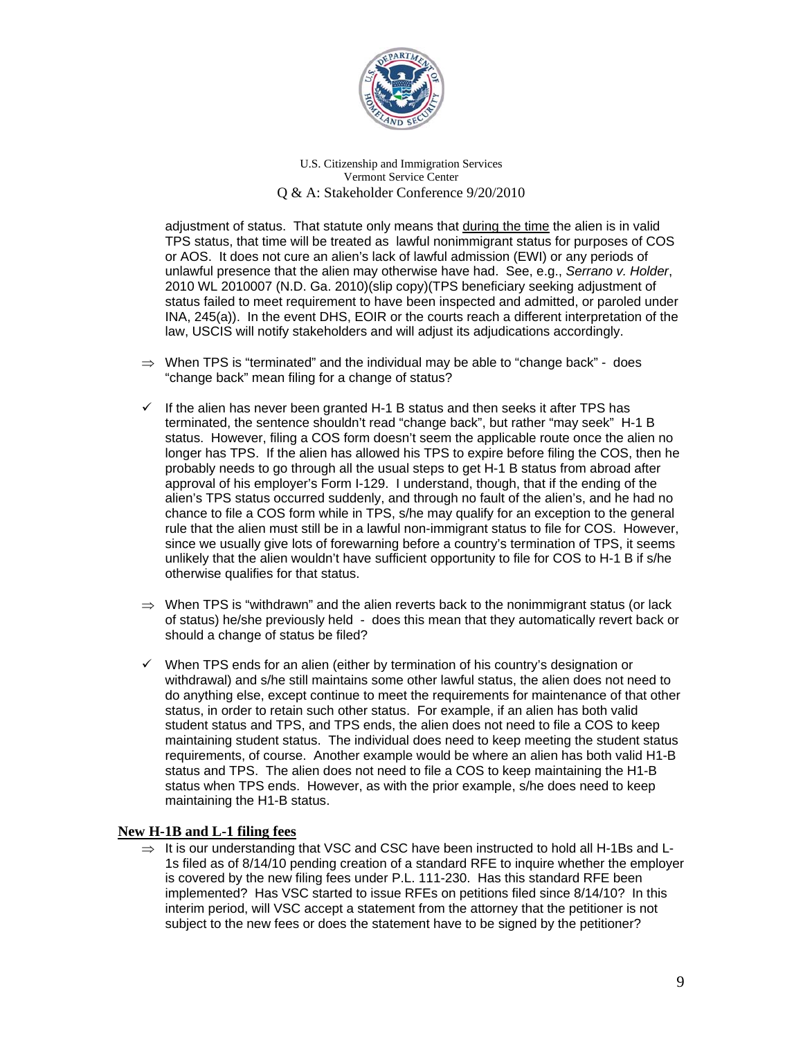adjustment of status. That statute only means that <u>during the time</u> the alien is in valid TPS status, that time will be treated as lawful nonimmigrant status for purposes of COS or AOS. It does not cure an alien's lack of lawful admission (EWI) or any periods of unlawful presence that the alien may otherwise have had. See, e.g., *Serrano v. Holder*, 2010 WL 2010007 (N.D. Ga. 2010)(slip copy)(TPS beneficiary seeking adjustment of status failed to meet requirement to have been inspected and admitted, or paroled under INA, 245(a)). In the event DHS, EOIR or the courts reach a different interpretation of the law, USCIS will notify stakeholders and will adjust its adjudications accordingly.

⇒ When TPS is "terminated" and the individual may be able to "change back" - does "change back" mean filing for a change of status?

✓ If the alien has never been granted H-1 B status and then seeks it after TPS has terminated, the sentence shouldn't read "change back", but rather "may seek" H-1 B status. However, filing a COS form doesn't seem the applicable route once the alien no longer has TPS. If the alien has allowed his TPS to expire before filing the COS, then he probably needs to go through all the usual steps to get H-1 B status from abroad after approval of his employer's Form I-129. I understand, though, that if the ending of the alien's TPS status occurred suddenly, and through no fault of the alien's, and he had no chance to file a COS form while in TPS, s/he may qualify for an exception to the general rule that the alien must still be in a lawful non-immigrant status to file for COS. However, since we usually give lots of forewarning before a country's termination of TPS, it seems unlikely that the alien wouldn't have sufficient opportunity to file for COS to H-1 B if s/he otherwise qualifies for that status.

⇒ When TPS is "withdrawn" and the alien reverts back to the nonimmigrant status (or lack of status) he/she previously held - does this mean that they automatically revert back or should a change of status be filed?

✓ When TPS ends for an alien (either by termination of his country's designation or withdrawal) and s/he still maintains some other lawful status, the alien does not need to do anything else, except continue to meet the requirements for maintenance of that other status, in order to retain such other status. For example, if an alien has both valid student status and TPS, and TPS ends, the alien does not need to file a COS to keep maintaining student status. The individual does need to keep meeting the student status requirements, of course. Another example would be where an alien has both valid H1-B status and TPS. The alien does not need to file a COS to keep maintaining the H1-B status when TPS ends. However, as with the prior example, s/he does need to keep maintaining the H1-B status.

## **<u>New H-1B and L-1 filing fees</u>**

⇒ It is our understanding that VSC and CSC have been instructed to hold all H-1Bs and L-1s filed as of 8/14/10 pending creation of a standard RFE to inquire whether the employer is covered by the new filing fees under P.L. 111-230. Has this standard RFE been implemented? Has VSC started to issue RFEs on petitions filed since 8/14/10? In this interim period, will VSC accept a statement from the attorney that the petitioner is not subject to the new fees or does the statement have to be signed by the petitioner?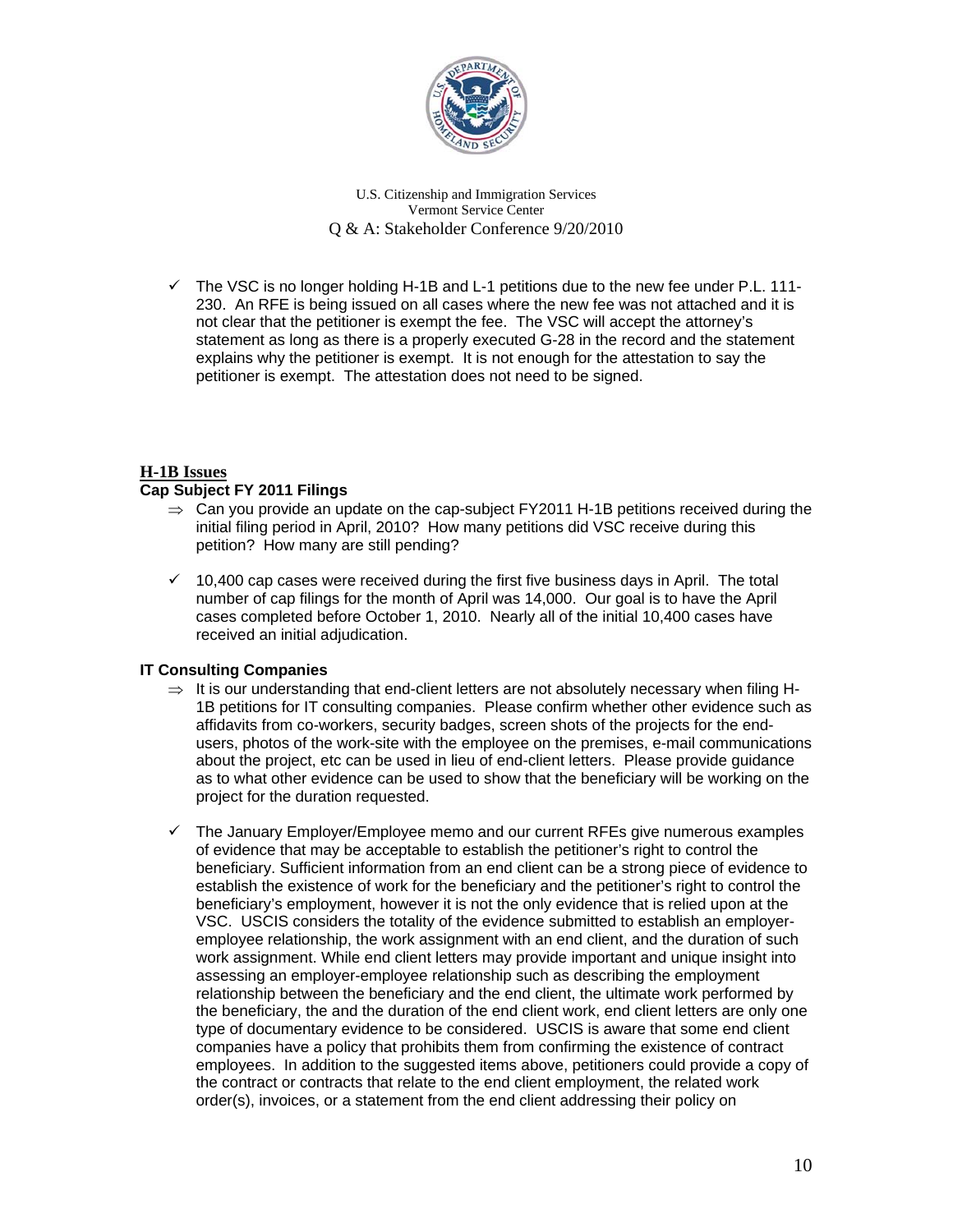- ✓ The VSC is no longer holding H-1B and L-1 petitions due to the new fee under P.L. 111-230. An RFE is being issued on all cases where the new fee was not attached and it is not clear that the petitioner is exempt the fee. The VSC will accept the attorney's statement as long as there is a properly executed G-28 in the record and the statement explains why the petitioner is exempt. It is not enough for the attestation to say the petitioner is exempt. The attestation does not need to be signed.

## H-1B Issues

### Cap Subject FY 2011 Filings

- ⇒ Can you provide an update on the cap-subject FY2011 H-1B petitions received during the initial filing period in April, 2010? How many petitions did VSC receive during this petition? How many are still pending?

- ✓ 10,400 cap cases were received during the first five business days in April. The total number of cap filings for the month of April was 14,000. Our goal is to have the April cases completed before October 1, 2010. Nearly all of the initial 10,400 cases have received an initial adjudication.

### IT Consulting Companies

- ⇒ It is our understanding that end-client letters are not absolutely necessary when filing H-1B petitions for IT consulting companies. Please confirm whether other evidence such as affidavits from co-workers, security badges, screen shots of the projects for the end-users, photos of the work-site with the employee on the premises, e-mail communications about the project, etc can be used in lieu of end-client letters. Please provide guidance as to what other evidence can be used to show that the beneficiary will be working on the project for the duration requested.

- ✓ The January Employer/Employee memo and our current RFEs give numerous examples of evidence that may be acceptable to establish the petitioner's right to control the beneficiary. Sufficient information from an end client can be a strong piece of evidence to establish the existence of work for the beneficiary and the petitioner's right to control the beneficiary's employment, however it is not the only evidence that is relied upon at the VSC. USCIS considers the totality of the evidence submitted to establish an employer-employee relationship, the work assignment with an end client, and the duration of such work assignment. While end client letters may provide important and unique insight into assessing an employer-employee relationship such as describing the employment relationship between the beneficiary and the end client, the ultimate work performed by the beneficiary, the and the duration of the end client work, end client letters are only one type of documentary evidence to be considered. USCIS is aware that some end client companies have a policy that prohibits them from confirming the existence of contract employees. In addition to the suggested items above, petitioners could provide a copy of the contract or contracts that relate to the end client employment, the related work order(s), invoices, or a statement from the end client addressing their policy on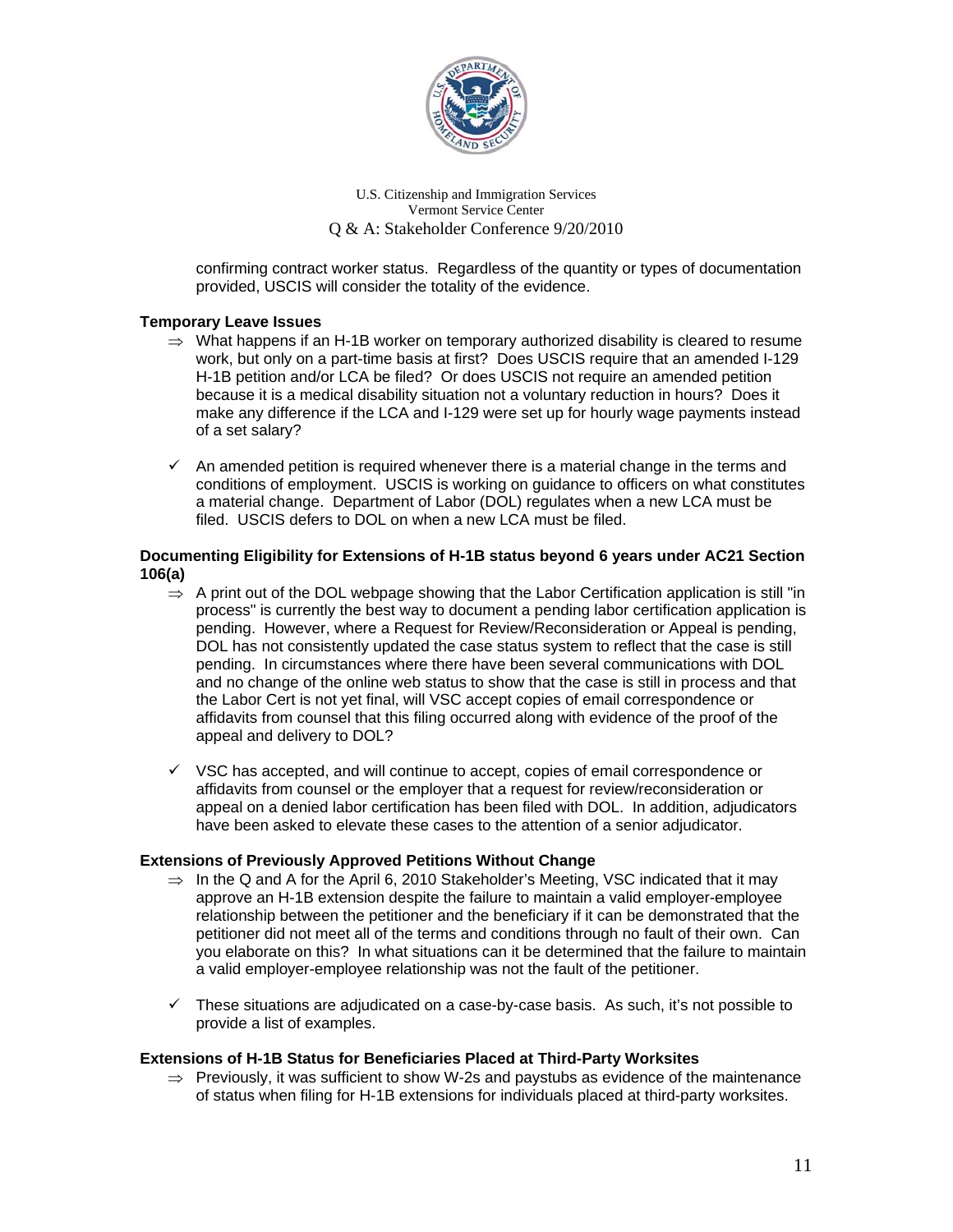confirming contract worker status. Regardless of the quantity or types of documentation provided, USCIS will consider the totality of the evidence.

**Temporary Leave Issues**

⇒ What happens if an H-1B worker on temporary authorized disability is cleared to resume work, but only on a part-time basis at first? Does USCIS require that an amended I-129 H-1B petition and/or LCA be filed? Or does USCIS not require an amended petition because it is a medical disability situation not a voluntary reduction in hours? Does it make any difference if the LCA and I-129 were set up for hourly wage payments instead of a set salary?

✓ An amended petition is required whenever there is a material change in the terms and conditions of employment. USCIS is working on guidance to officers on what constitutes a material change. Department of Labor (DOL) regulates when a new LCA must be filed. USCIS defers to DOL on when a new LCA must be filed.

**Documenting Eligibility for Extensions of H-1B status beyond 6 years under AC21 Section 106(a)**

⇒ A print out of the DOL webpage showing that the Labor Certification application is still "in process" is currently the best way to document a pending labor certification application is pending. However, where a Request for Review/Reconsideration or Appeal is pending, DOL has not consistently updated the case status system to reflect that the case is still pending. In circumstances where there have been several communications with DOL and no change of the online web status to show that the case is still in process and that the Labor Cert is not yet final, will VSC accept copies of email correspondence or affidavits from counsel that this filing occurred along with evidence of the proof of the appeal and delivery to DOL?

✓ VSC has accepted, and will continue to accept, copies of email correspondence or affidavits from counsel or the employer that a request for review/reconsideration or appeal on a denied labor certification has been filed with DOL. In addition, adjudicators have been asked to elevate these cases to the attention of a senior adjudicator.

**Extensions of Previously Approved Petitions Without Change**

⇒ In the Q and A for the April 6, 2010 Stakeholder's Meeting, VSC indicated that it may approve an H-1B extension despite the failure to maintain a valid employer-employee relationship between the petitioner and the beneficiary if it can be demonstrated that the petitioner did not meet all of the terms and conditions through no fault of their own. Can you elaborate on this? In what situations can it be determined that the failure to maintain a valid employer-employee relationship was not the fault of the petitioner.

✓ These situations are adjudicated on a case-by-case basis. As such, it's not possible to provide a list of examples.

**Extensions of H-1B Status for Beneficiaries Placed at Third-Party Worksites**

⇒ Previously, it was sufficient to show W-2s and paystubs as evidence of the maintenance of status when filing for H-1B extensions for individuals placed at third-party worksites.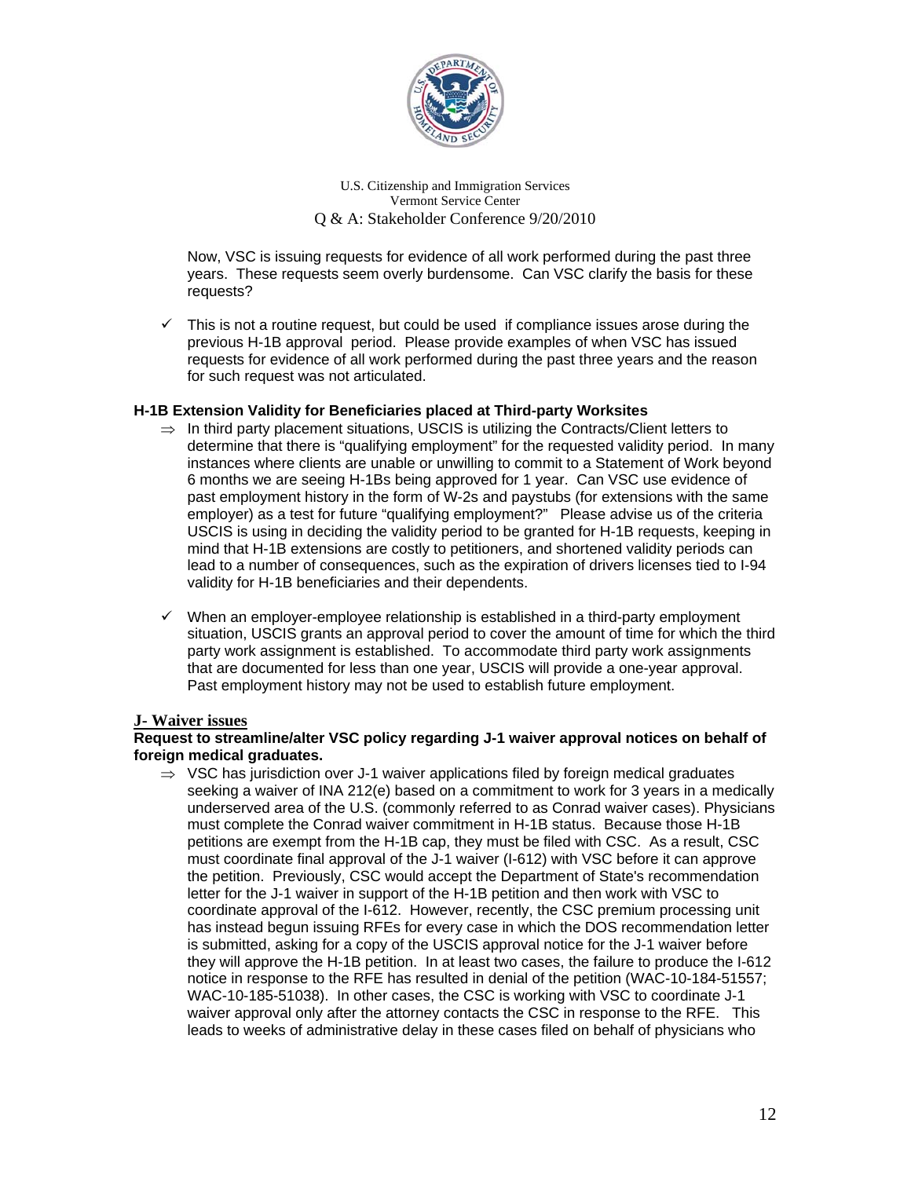Now, VSC is issuing requests for evidence of all work performed during the past three years. These requests seem overly burdensome. Can VSC clarify the basis for these requests?

✓ This is not a routine request, but could be used if compliance issues arose during the previous H-1B approval period. Please provide examples of when VSC has issued requests for evidence of all work performed during the past three years and the reason for such request was not articulated.

**H-1B Extension Validity for Beneficiaries placed at Third-party Worksites**

⇒ In third party placement situations, USCIS is utilizing the Contracts/Client letters to determine that there is "qualifying employment" for the requested validity period. In many instances where clients are unable or unwilling to commit to a Statement of Work beyond 6 months we are seeing H-1Bs being approved for 1 year. Can VSC use evidence of past employment history in the form of W-2s and paystubs (for extensions with the same employer) as a test for future "qualifying employment?" Please advise us of the criteria USCIS is using in deciding the validity period to be granted for H-1B requests, keeping in mind that H-1B extensions are costly to petitioners, and shortened validity periods can lead to a number of consequences, such as the expiration of drivers licenses tied to I-94 validity for H-1B beneficiaries and their dependents.

✓ When an employer-employee relationship is established in a third-party employment situation, USCIS grants an approval period to cover the amount of time for which the third party work assignment is established. To accommodate third party work assignments that are documented for less than one year, USCIS will provide a one-year approval. Past employment history may not be used to establish future employment.

**J- Waiver issues**

**Request to streamline/alter VSC policy regarding J-1 waiver approval notices on behalf of foreign medical graduates.**

⇒ VSC has jurisdiction over J-1 waiver applications filed by foreign medical graduates seeking a waiver of INA 212(e) based on a commitment to work for 3 years in a medically underserved area of the U.S. (commonly referred to as Conrad waiver cases). Physicians must complete the Conrad waiver commitment in H-1B status. Because those H-1B petitions are exempt from the H-1B cap, they must be filed with CSC. As a result, CSC must coordinate final approval of the J-1 waiver (I-612) with VSC before it can approve the petition. Previously, CSC would accept the Department of State's recommendation letter for the J-1 waiver in support of the H-1B petition and then work with VSC to coordinate approval of the I-612. However, recently, the CSC premium processing unit has instead begun issuing RFEs for every case in which the DOS recommendation letter is submitted, asking for a copy of the USCIS approval notice for the J-1 waiver before they will approve the H-1B petition. In at least two cases, the failure to produce the I-612 notice in response to the RFE has resulted in denial of the petition (WAC-10-184-51557; WAC-10-185-51038). In other cases, the CSC is working with VSC to coordinate J-1 waiver approval only after the attorney contacts the CSC in response to the RFE. This leads to weeks of administrative delay in these cases filed on behalf of physicians who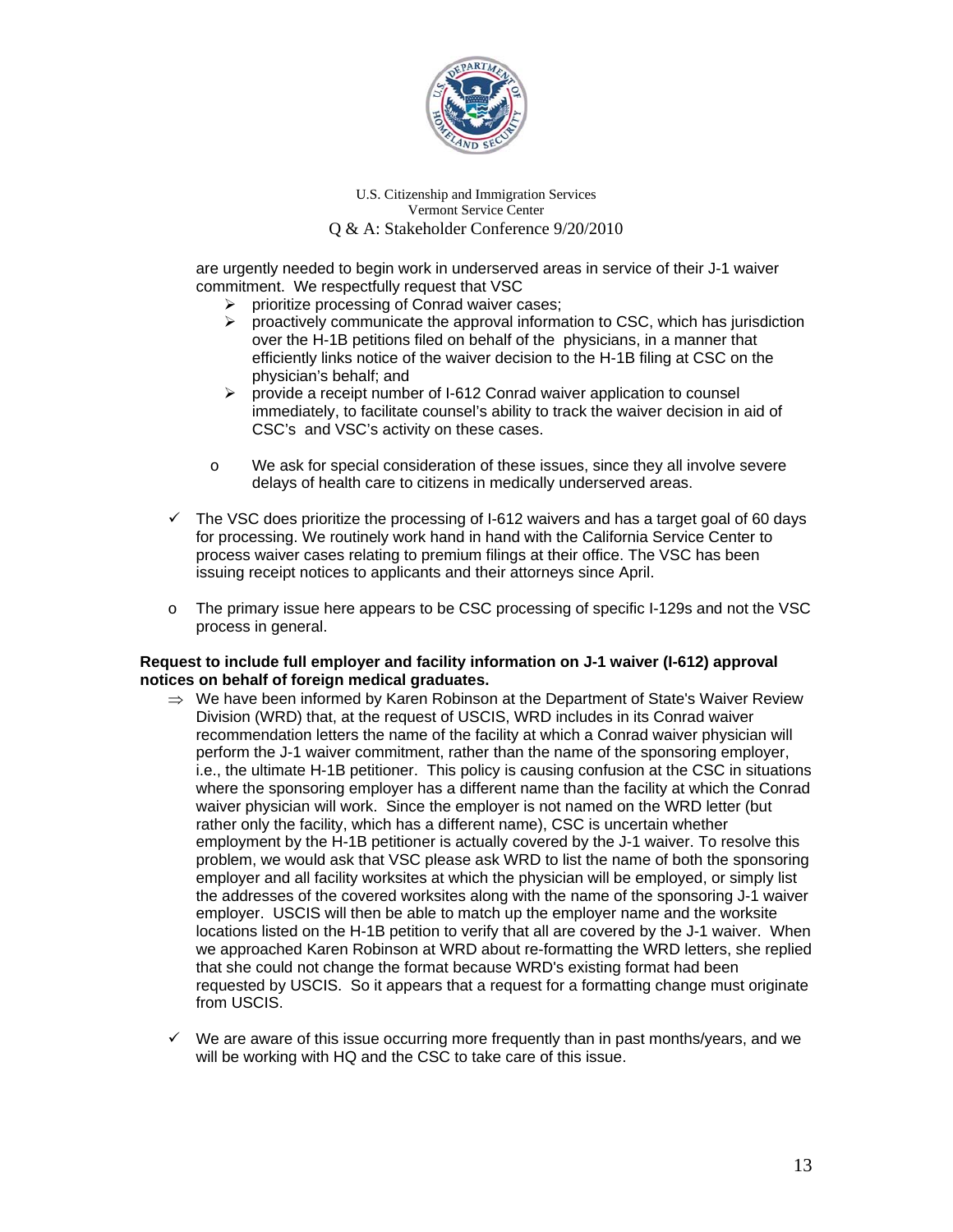are urgently needed to begin work in underserved areas in service of their J-1 waiver commitment. We respectfully request that VSC

- ➢ prioritize processing of Conrad waiver cases;
- ➢ proactively communicate the approval information to CSC, which has jurisdiction over the H-1B petitions filed on behalf of the physicians, in a manner that efficiently links notice of the waiver decision to the H-1B filing at CSC on the physician's behalf; and
- ➢ provide a receipt number of I-612 Conrad waiver application to counsel immediately, to facilitate counsel's ability to track the waiver decision in aid of CSC's and VSC's activity on these cases.

o We ask for special consideration of these issues, since they all involve severe delays of health care to citizens in medically underserved areas.

✓ The VSC does prioritize the processing of I-612 waivers and has a target goal of 60 days for processing. We routinely work hand in hand with the California Service Center to process waiver cases relating to premium filings at their office. The VSC has been issuing receipt notices to applicants and their attorneys since April.

o The primary issue here appears to be CSC processing of specific I-129s and not the VSC process in general.

**Request to include full employer and facility information on J-1 waiver (I-612) approval notices on behalf of foreign medical graduates.**

⇒ We have been informed by Karen Robinson at the Department of State's Waiver Review Division (WRD) that, at the request of USCIS, WRD includes in its Conrad waiver recommendation letters the name of the facility at which a Conrad waiver physician will perform the J-1 waiver commitment, rather than the name of the sponsoring employer, i.e., the ultimate H-1B petitioner. This policy is causing confusion at the CSC in situations where the sponsoring employer has a different name than the facility at which the Conrad waiver physician will work. Since the employer is not named on the WRD letter (but rather only the facility, which has a different name), CSC is uncertain whether employment by the H-1B petitioner is actually covered by the J-1 waiver. To resolve this problem, we would ask that VSC please ask WRD to list the name of both the sponsoring employer and all facility worksites at which the physician will be employed, or simply list the addresses of the covered worksites along with the name of the sponsoring J-1 waiver employer. USCIS will then be able to match up the employer name and the worksite locations listed on the H-1B petition to verify that all are covered by the J-1 waiver. When we approached Karen Robinson at WRD about re-formatting the WRD letters, she replied that she could not change the format because WRD's existing format had been requested by USCIS. So it appears that a request for a formatting change must originate from USCIS.

✓ We are aware of this issue occurring more frequently than in past months/years, and we will be working with HQ and the CSC to take care of this issue.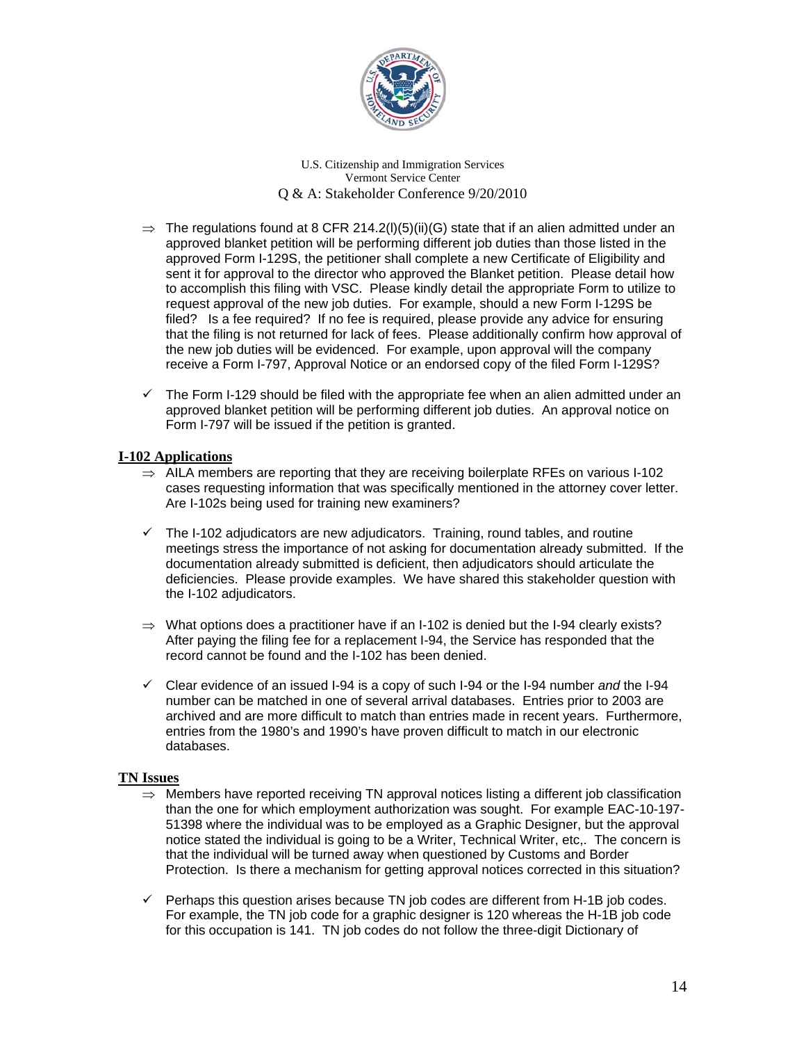⇒ The regulations found at 8 CFR 214.2(l)(5)(ii)(G) state that if an alien admitted under an approved blanket petition will be performing different job duties than those listed in the approved Form I-129S, the petitioner shall complete a new Certificate of Eligibility and sent it for approval to the director who approved the Blanket petition. Please detail how to accomplish this filing with VSC. Please kindly detail the appropriate Form to utilize to request approval of the new job duties. For example, should a new Form I-129S be filed? Is a fee required? If no fee is required, please provide any advice for ensuring that the filing is not returned for lack of fees. Please additionally confirm how approval of the new job duties will be evidenced. For example, upon approval will the company receive a Form I-797, Approval Notice or an endorsed copy of the filed Form I-129S?

✓ The Form I-129 should be filed with the appropriate fee when an alien admitted under an approved blanket petition will be performing different job duties. An approval notice on Form I-797 will be issued if the petition is granted.

## I-102 Applications

⇒ AILA members are reporting that they are receiving boilerplate RFEs on various I-102 cases requesting information that was specifically mentioned in the attorney cover letter. Are I-102s being used for training new examiners?

✓ The I-102 adjudicators are new adjudicators. Training, round tables, and routine meetings stress the importance of not asking for documentation already submitted. If the documentation already submitted is deficient, then adjudicators should articulate the deficiencies. Please provide examples. We have shared this stakeholder question with the I-102 adjudicators.

⇒ What options does a practitioner have if an I-102 is denied but the I-94 clearly exists? After paying the filing fee for a replacement I-94, the Service has responded that the record cannot be found and the I-102 has been denied.

✓ Clear evidence of an issued I-94 is a copy of such I-94 or the I-94 number *and* the I-94 number can be matched in one of several arrival databases. Entries prior to 2003 are archived and are more difficult to match than entries made in recent years. Furthermore, entries from the 1980's and 1990's have proven difficult to match in our electronic databases.

## TN Issues

⇒ Members have reported receiving TN approval notices listing a different job classification than the one for which employment authorization was sought. For example EAC-10-197-51398 where the individual was to be employed as a Graphic Designer, but the approval notice stated the individual is going to be a Writer, Technical Writer, etc,. The concern is that the individual will be turned away when questioned by Customs and Border Protection. Is there a mechanism for getting approval notices corrected in this situation?

✓ Perhaps this question arises because TN job codes are different from H-1B job codes. For example, the TN job code for a graphic designer is 120 whereas the H-1B job code for this occupation is 141. TN job codes do not follow the three-digit Dictionary of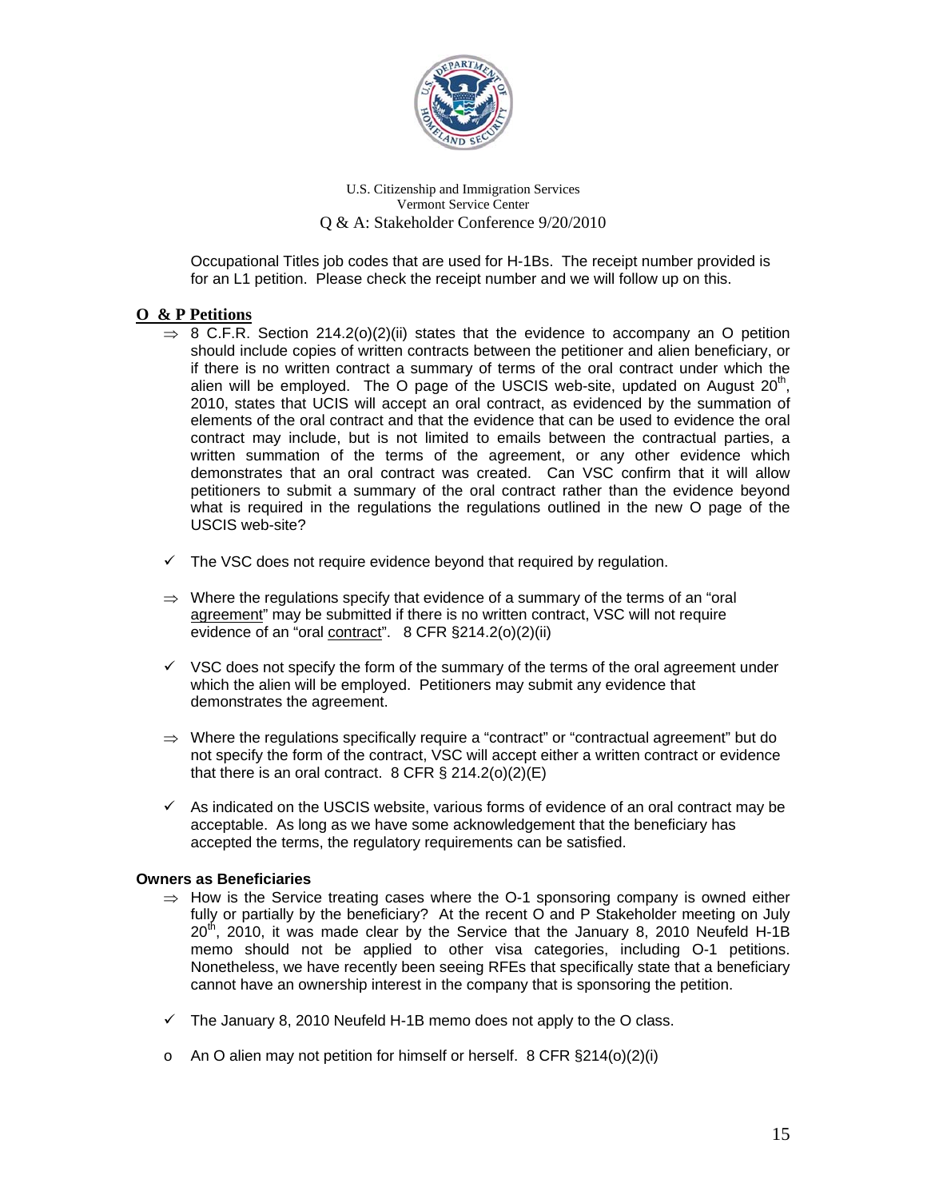Occupational Titles job codes that are used for H-1Bs. The receipt number provided is for an L1 petition. Please check the receipt number and we will follow up on this.

## O & P Petitions

⇒ 8 C.F.R. Section 214.2(o)(2)(ii) states that the evidence to accompany an O petition should include copies of written contracts between the petitioner and alien beneficiary, or if there is no written contract a summary of terms of the oral contract under which the alien will be employed. The O page of the USCIS web-site, updated on August 20th, 2010, states that UCIS will accept an oral contract, as evidenced by the summation of elements of the oral contract and that the evidence that can be used to evidence the oral contract may include, but is not limited to emails between the contractual parties, a written summation of the terms of the agreement, or any other evidence which demonstrates that an oral contract was created. Can VSC confirm that it will allow petitioners to submit a summary of the oral contract rather than the evidence beyond what is required in the regulations the regulations outlined in the new O page of the USCIS web-site?

✓ The VSC does not require evidence beyond that required by regulation.

⇒ Where the regulations specify that evidence of a summary of the terms of an "oral agreement" may be submitted if there is no written contract, VSC will not require evidence of an "oral contract". 8 CFR §214.2(o)(2)(ii)

✓ VSC does not specify the form of the summary of the terms of the oral agreement under which the alien will be employed. Petitioners may submit any evidence that demonstrates the agreement.

⇒ Where the regulations specifically require a "contract" or "contractual agreement" but do not specify the form of the contract, VSC will accept either a written contract or evidence that there is an oral contract. 8 CFR § 214.2(o)(2)(E)

✓ As indicated on the USCIS website, various forms of evidence of an oral contract may be acceptable. As long as we have some acknowledgement that the beneficiary has accepted the terms, the regulatory requirements can be satisfied.

**Owners as Beneficiaries**

⇒ How is the Service treating cases where the O-1 sponsoring company is owned either fully or partially by the beneficiary? At the recent O and P Stakeholder meeting on July 20th, 2010, it was made clear by the Service that the January 8, 2010 Neufeld H-1B memo should not be applied to other visa categories, including O-1 petitions. Nonetheless, we have recently been seeing RFEs that specifically state that a beneficiary cannot have an ownership interest in the company that is sponsoring the petition.

✓ The January 8, 2010 Neufeld H-1B memo does not apply to the O class.

o An O alien may not petition for himself or herself. 8 CFR §214(o)(2)(i)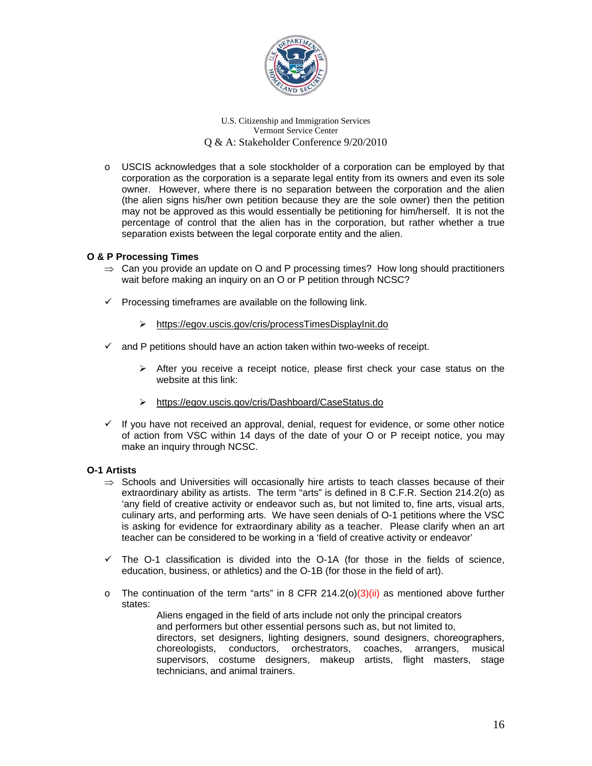- USCIS acknowledges that a sole stockholder of a corporation can be employed by that corporation as the corporation is a separate legal entity from its owners and even its sole owner. However, where there is no separation between the corporation and the alien (the alien signs his/her own petition because they are the sole owner) then the petition may not be approved as this would essentially be petitioning for him/herself. It is not the percentage of control that the alien has in the corporation, but rather whether a true separation exists between the legal corporate entity and the alien.

**O & P Processing Times**

⇒ Can you provide an update on O and P processing times? How long should practitioners wait before making an inquiry on an O or P petition through NCSC?

✓ Processing timeframes are available on the following link.

  - https://egov.uscis.gov/cris/processTimesDisplayInit.do

✓ and P petitions should have an action taken within two-weeks of receipt.

  - After you receive a receipt notice, please first check your case status on the website at this link:

  - https://egov.uscis.gov/cris/Dashboard/CaseStatus.do

✓ If you have not received an approval, denial, request for evidence, or some other notice of action from VSC within 14 days of the date of your O or P receipt notice, you may make an inquiry through NCSC.

**O-1 Artists**

⇒ Schools and Universities will occasionally hire artists to teach classes because of their extraordinary ability as artists. The term "arts" is defined in 8 C.F.R. Section 214.2(o) as 'any field of creative activity or endeavor such as, but not limited to, fine arts, visual arts, culinary arts, and performing arts. We have seen denials of O-1 petitions where the VSC is asking for evidence for extraordinary ability as a teacher. Please clarify when an art teacher can be considered to be working in a 'field of creative activity or endeavor'

✓ The O-1 classification is divided into the O-1A (for those in the fields of science, education, business, or athletics) and the O-1B (for those in the field of art).

- The continuation of the term "arts" in 8 CFR 214.2(o)(3)(ii) as mentioned above further states:

  > Aliens engaged in the field of arts include not only the principal creators and performers but other essential persons such as, but not limited to, directors, set designers, lighting designers, sound designers, choreographers, choreologists, conductors, orchestrators, coaches, arrangers, musical supervisors, costume designers, makeup artists, flight masters, stage technicians, and animal trainers.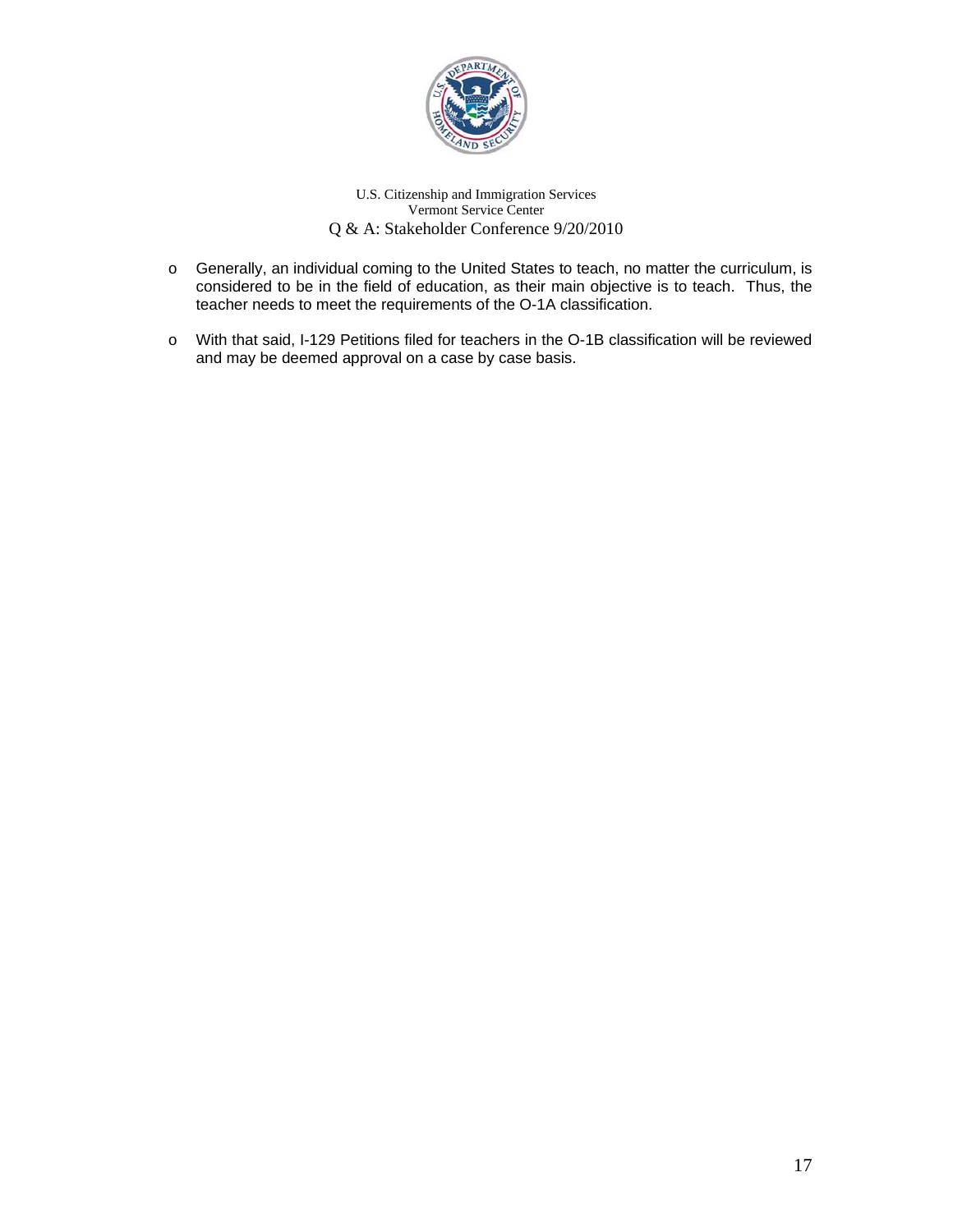- Generally, an individual coming to the United States to teach, no matter the curriculum, is considered to be in the field of education, as their main objective is to teach. Thus, the teacher needs to meet the requirements of the O-1A classification.

- With that said, I-129 Petitions filed for teachers in the O-1B classification will be reviewed and may be deemed approval on a case by case basis.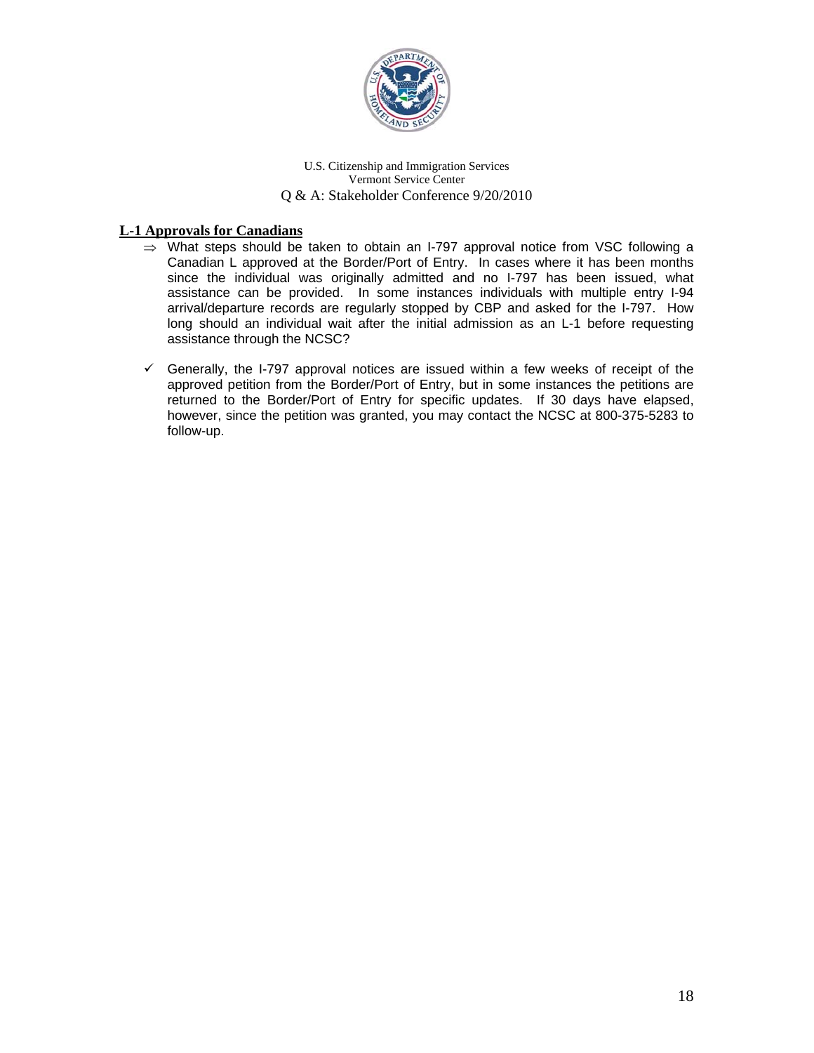U.S. Citizenship and Immigration Services
Vermont Service Center
Q & A: Stakeholder Conference 9/20/2010

## L-1 Approvals for Canadians

⇒ What steps should be taken to obtain an I-797 approval notice from VSC following a Canadian L approved at the Border/Port of Entry. In cases where it has been months since the individual was originally admitted and no I-797 has been issued, what assistance can be provided. In some instances individuals with multiple entry I-94 arrival/departure records are regularly stopped by CBP and asked for the I-797. How long should an individual wait after the initial admission as an L-1 before requesting assistance through the NCSC?

✓ Generally, the I-797 approval notices are issued within a few weeks of receipt of the approved petition from the Border/Port of Entry, but in some instances the petitions are returned to the Border/Port of Entry for specific updates. If 30 days have elapsed, however, since the petition was granted, you may contact the NCSC at 800-375-5283 to follow-up.